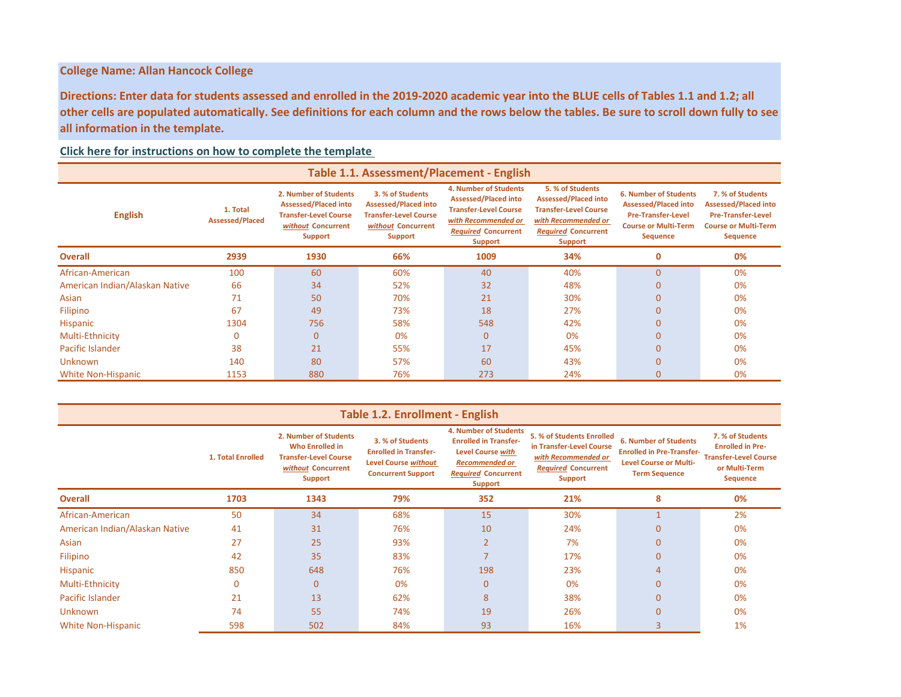**College Name: Allan Hancock College**

**Directions: Enter data for students assessed and enrolled in the 2019-2020 academic year into the BLUE cells of Tables 1.1 and 1.2; all other cells are populated automatically. See definitions for each column and the rows below the tables. Be sure to scroll down fully to see all information in the template.**

**Click here for instructions on how to complete the template**

## Table 1.1. Assessment/Placement - English

| English | 1. Total Assessed/Placed | 2. Number of Students Assessed/Placed into Transfer-Level Course *without* Concurrent Support | 3. % of Students Assessed/Placed into Transfer-Level Course *without* Concurrent Support | 4. Number of Students Assessed/Placed into Transfer-Level Course *with Recommended or Required* Concurrent Support | 5. % of Students Assessed/Placed into Transfer-Level Course *with Recommended or Required* Concurrent Support | 6. Number of Students Assessed/Placed into Pre-Transfer-Level Course or Multi-Term Sequence | 7. % of Students Assessed/Placed into Pre-Transfer-Level Course or Multi-Term Sequence |
|---|---|---|---|---|---|---|---|
| **Overall** | **2939** | **1930** | **66%** | **1009** | **34%** | **0** | **0%** |
| African-American | 100 | 60 | 60% | 40 | 40% | 0 | 0% |
| American Indian/Alaskan Native | 66 | 34 | 52% | 32 | 48% | 0 | 0% |
| Asian | 71 | 50 | 70% | 21 | 30% | 0 | 0% |
| Filipino | 67 | 49 | 73% | 18 | 27% | 0 | 0% |
| Hispanic | 1304 | 756 | 58% | 548 | 42% | 0 | 0% |
| Multi-Ethnicity | 0 | 0 | 0% | 0 | 0% | 0 | 0% |
| Pacific Islander | 38 | 21 | 55% | 17 | 45% | 0 | 0% |
| Unknown | 140 | 80 | 57% | 60 | 43% | 0 | 0% |
| White Non-Hispanic | 1153 | 880 | 76% | 273 | 24% | 0 | 0% |

## Table 1.2. Enrollment - English

| | 1. Total Enrolled | 2. Number of Students Who Enrolled in Transfer-Level Course *without* Concurrent Support | 3. % of Students Enrolled in Transfer-Level Course *without* Concurrent Support | 4. Number of Students Enrolled in Transfer-Level Course *with Recommended or Required* Concurrent Support | 5. % of Students Enrolled in Transfer-Level Course *with Recommended or Required* Concurrent Support | 6. Number of Students Enrolled in Pre-Transfer-Level Course or Multi-Term Sequence | 7. % of Students Enrolled in Pre-Transfer-Level Course or Multi-Term Sequence |
|---|---|---|---|---|---|---|---|
| **Overall** | **1703** | **1343** | **79%** | **352** | **21%** | **8** | **0%** |
| African-American | 50 | 34 | 68% | 15 | 30% | 1 | 2% |
| American Indian/Alaskan Native | 41 | 31 | 76% | 10 | 24% | 0 | 0% |
| Asian | 27 | 25 | 93% | 2 | 7% | 0 | 0% |
| Filipino | 42 | 35 | 83% | 7 | 17% | 0 | 0% |
| Hispanic | 850 | 648 | 76% | 198 | 23% | 4 | 0% |
| Multi-Ethnicity | 0 | 0 | 0% | 0 | 0% | 0 | 0% |
| Pacific Islander | 21 | 13 | 62% | 8 | 38% | 0 | 0% |
| Unknown | 74 | 55 | 74% | 19 | 26% | 0 | 0% |
| White Non-Hispanic | 598 | 502 | 84% | 93 | 16% | 3 | 1% |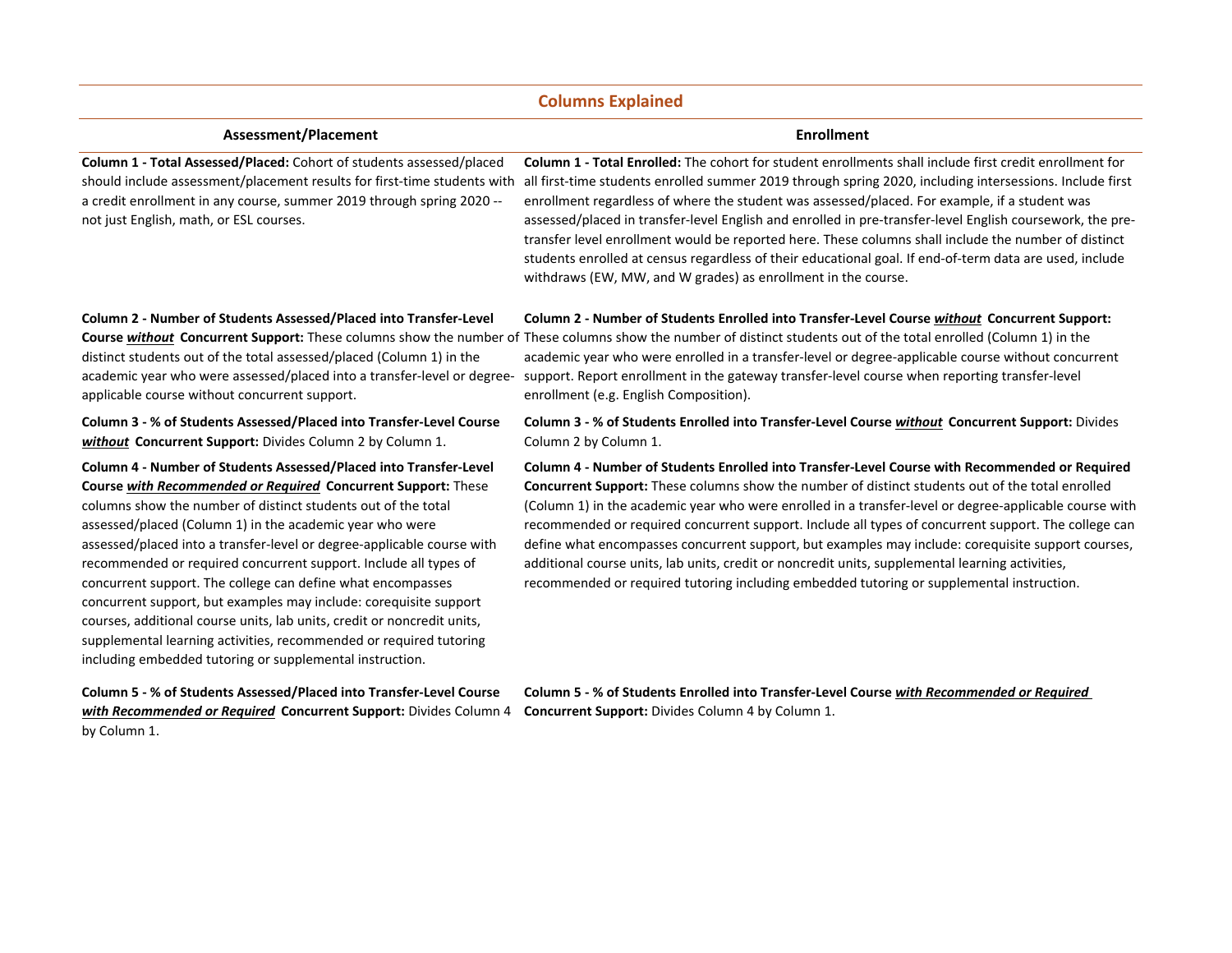## Columns Explained

### Assessment/Placement

**Column 1 - Total Assessed/Placed:** Cohort of students assessed/placed should include assessment/placement results for first-time students with a credit enrollment in any course, summer 2019 through spring 2020 -- not just English, math, or ESL courses.

**Column 2 - Number of Students Assessed/Placed into Transfer-Level Course *without* Concurrent Support:** These columns show the number of distinct students out of the total assessed/placed (Column 1) in the academic year who were assessed/placed into a transfer-level or degree-applicable course without concurrent support.

**Column 3 - % of Students Assessed/Placed into Transfer-Level Course *without* Concurrent Support:** Divides Column 2 by Column 1.

**Column 4 - Number of Students Assessed/Placed into Transfer-Level Course *with Recommended or Required* Concurrent Support:** These columns show the number of distinct students out of the total assessed/placed (Column 1) in the academic year who were assessed/placed into a transfer-level or degree-applicable course with recommended or required concurrent support. Include all types of concurrent support. The college can define what encompasses concurrent support, but examples may include: corequisite support courses, additional course units, lab units, credit or noncredit units, supplemental learning activities, recommended or required tutoring including embedded tutoring or supplemental instruction.

**Column 5 - % of Students Assessed/Placed into Transfer-Level Course *with Recommended or Required* Concurrent Support:** Divides Column 4 by Column 1.

### Enrollment

**Column 1 - Total Enrolled:** The cohort for student enrollments shall include first credit enrollment for all first-time students enrolled summer 2019 through spring 2020, including intersessions. Include first enrollment regardless of where the student was assessed/placed. For example, if a student was assessed/placed in transfer-level English and enrolled in pre-transfer-level English coursework, the pre-transfer level enrollment would be reported here. These columns shall include the number of distinct students enrolled at census regardless of their educational goal. If end-of-term data are used, include withdraws (EW, MW, and W grades) as enrollment in the course.

**Column 2 - Number of Students Enrolled into Transfer-Level Course *without* Concurrent Support:** These columns show the number of distinct students out of the total enrolled (Column 1) in the academic year who were enrolled in a transfer-level or degree-applicable course without concurrent support. Report enrollment in the gateway transfer-level course when reporting transfer-level enrollment (e.g. English Composition).

**Column 3 - % of Students Enrolled into Transfer-Level Course *without* Concurrent Support:** Divides Column 2 by Column 1.

**Column 4 - Number of Students Enrolled into Transfer-Level Course with Recommended or Required Concurrent Support:** These columns show the number of distinct students out of the total enrolled (Column 1) in the academic year who were enrolled in a transfer-level or degree-applicable course with recommended or required concurrent support. Include all types of concurrent support. The college can define what encompasses concurrent support, but examples may include: corequisite support courses, additional course units, lab units, credit or noncredit units, supplemental learning activities, recommended or required tutoring including embedded tutoring or supplemental instruction.

**Column 5 - % of Students Enrolled into Transfer-Level Course *with Recommended or Required* Concurrent Support:** Divides Column 4 by Column 1.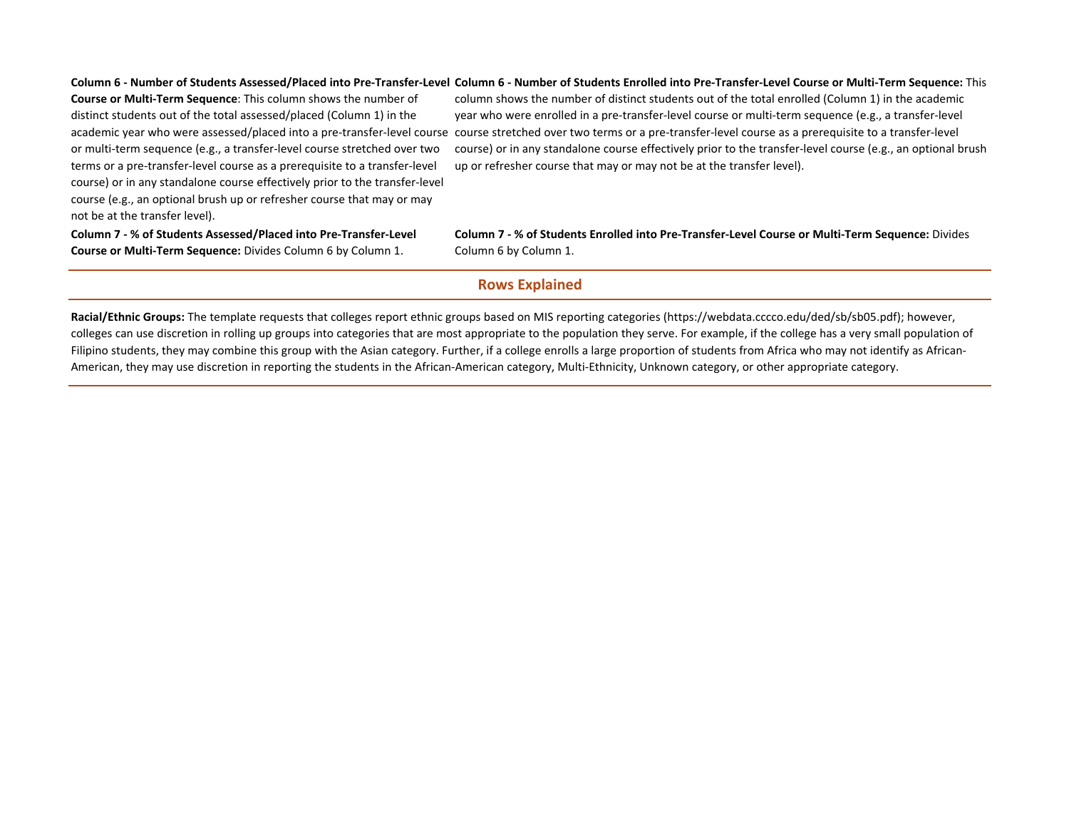**Column 6 - Number of Students Assessed/Placed into Pre-Transfer-Level Course or Multi-Term Sequence**: This column shows the number of distinct students out of the total assessed/placed (Column 1) in the academic year who were assessed/placed into a pre-transfer-level course or multi-term sequence (e.g., a transfer-level course stretched over two terms or a pre-transfer-level course as a prerequisite to a transfer-level course) or in any standalone course effectively prior to the transfer-level course (e.g., an optional brush up or refresher course that may or may not be at the transfer level).

**Column 7 - % of Students Assessed/Placed into Pre-Transfer-Level Course or Multi-Term Sequence:** Divides Column 6 by Column 1.

**Column 6 - Number of Students Enrolled into Pre-Transfer-Level Course or Multi-Term Sequence:** This column shows the number of distinct students out of the total enrolled (Column 1) in the academic year who were enrolled in a pre-transfer-level course or multi-term sequence (e.g., a transfer-level course stretched over two terms or a pre-transfer-level course as a prerequisite to a transfer-level course) or in any standalone course effectively prior to the transfer-level course (e.g., an optional brush up or refresher course that may or may not be at the transfer level).

**Column 7 - % of Students Enrolled into Pre-Transfer-Level Course or Multi-Term Sequence:** Divides Column 6 by Column 1.

## Rows Explained

**Racial/Ethnic Groups:** The template requests that colleges report ethnic groups based on MIS reporting categories (https://webdata.cccco.edu/ded/sb/sb05.pdf); however, colleges can use discretion in rolling up groups into categories that are most appropriate to the population they serve. For example, if the college has a very small population of Filipino students, they may combine this group with the Asian category. Further, if a college enrolls a large proportion of students from Africa who may not identify as African-American, they may use discretion in reporting the students in the African-American category, Multi-Ethnicity, Unknown category, or other appropriate category.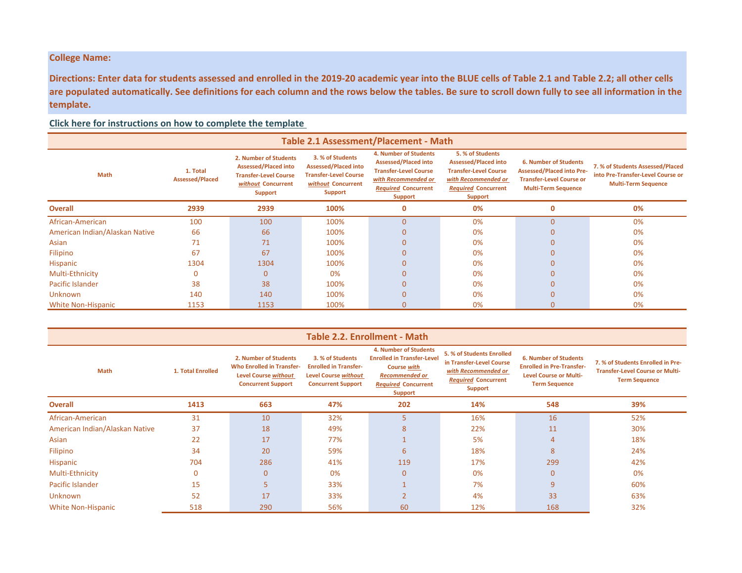**College Name:**

**Directions: Enter data for students assessed and enrolled in the 2019-20 academic year into the BLUE cells of Table 2.1 and Table 2.2; all other cells are populated automatically. See definitions for each column and the rows below the tables. Be sure to scroll down fully to see all information in the template.**

**Click here for instructions on how to complete the template**

## Table 2.1 Assessment/Placement - Math

| Math | 1. Total Assessed/Placed | 2. Number of Students Assessed/Placed into Transfer-Level Course *without* Concurrent Support | 3. % of Students Assessed/Placed into Transfer-Level Course *without* Concurrent Support | 4. Number of Students Assessed/Placed into Transfer-Level Course *with Recommended or Required* Concurrent Support | 5. % of Students Assessed/Placed into Transfer-Level Course *with Recommended or Required* Concurrent Support | 6. Number of Students Assessed/Placed into Pre-Transfer-Level Course or Multi-Term Sequence | 7. % of Students Assessed/Placed into Pre-Transfer-Level Course or Multi-Term Sequence |
|---|---|---|---|---|---|---|---|
| **Overall** | **2939** | **2939** | **100%** | **0** | **0%** | **0** | **0%** |
| African-American | 100 | 100 | 100% | 0 | 0% | 0 | 0% |
| American Indian/Alaskan Native | 66 | 66 | 100% | 0 | 0% | 0 | 0% |
| Asian | 71 | 71 | 100% | 0 | 0% | 0 | 0% |
| Filipino | 67 | 67 | 100% | 0 | 0% | 0 | 0% |
| Hispanic | 1304 | 1304 | 100% | 0 | 0% | 0 | 0% |
| Multi-Ethnicity | 0 | 0 | 0% | 0 | 0% | 0 | 0% |
| Pacific Islander | 38 | 38 | 100% | 0 | 0% | 0 | 0% |
| Unknown | 140 | 140 | 100% | 0 | 0% | 0 | 0% |
| White Non-Hispanic | 1153 | 1153 | 100% | 0 | 0% | 0 | 0% |

## Table 2.2. Enrollment - Math

| Math | 1. Total Enrolled | 2. Number of Students Who Enrolled in Transfer-Level Course *without* Concurrent Support | 3. % of Students Enrolled in Transfer-Level Course *without* Concurrent Support | 4. Number of Students Enrolled in Transfer-Level Course *with Recommended or Required* Concurrent Support | 5. % of Students Enrolled in Transfer-Level Course *with Recommended or Required* Concurrent Support | 6. Number of Students Enrolled in Pre-Transfer-Level Course or Multi-Term Sequence | 7. % of Students Enrolled in Pre-Transfer-Level Course or Multi-Term Sequence |
|---|---|---|---|---|---|---|---|
| **Overall** | **1413** | **663** | **47%** | **202** | **14%** | **548** | **39%** |
| African-American | 31 | 10 | 32% | 5 | 16% | 16 | 52% |
| American Indian/Alaskan Native | 37 | 18 | 49% | 8 | 22% | 11 | 30% |
| Asian | 22 | 17 | 77% | 1 | 5% | 4 | 18% |
| Filipino | 34 | 20 | 59% | 6 | 18% | 8 | 24% |
| Hispanic | 704 | 286 | 41% | 119 | 17% | 299 | 42% |
| Multi-Ethnicity | 0 | 0 | 0% | 0 | 0% | 0 | 0% |
| Pacific Islander | 15 | 5 | 33% | 1 | 7% | 9 | 60% |
| Unknown | 52 | 17 | 33% | 2 | 4% | 33 | 63% |
| White Non-Hispanic | 518 | 290 | 56% | 60 | 12% | 168 | 32% |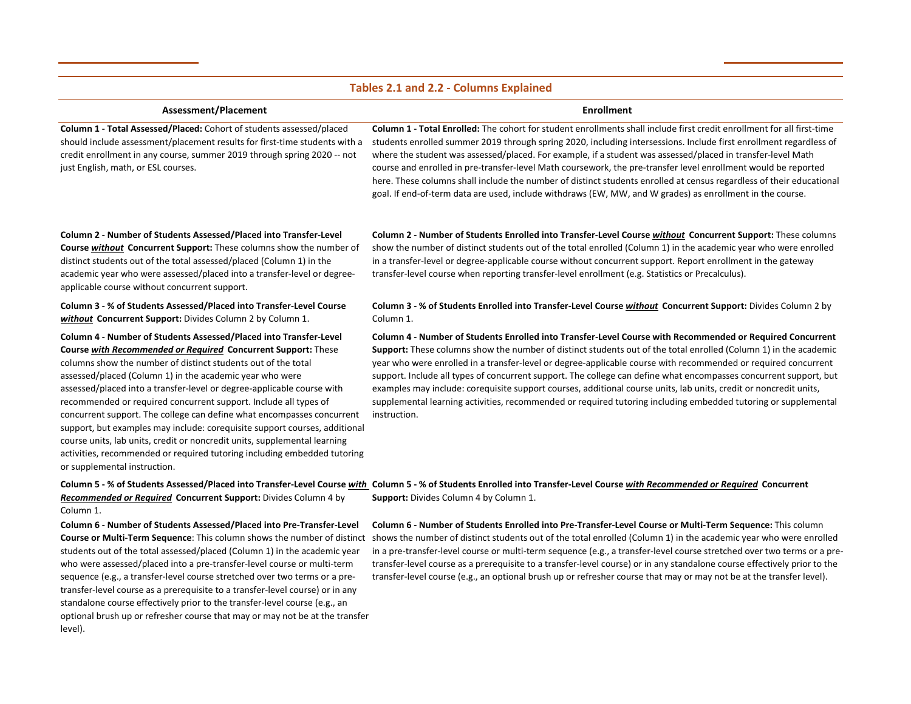## Tables 2.1 and 2.2 - Columns Explained

| Assessment/Placement | Enrollment |
|---|---|
| **Column 1 - Total Assessed/Placed:** Cohort of students assessed/placed should include assessment/placement results for first-time students with a credit enrollment in any course, summer 2019 through spring 2020 -- not just English, math, or ESL courses. | **Column 1 - Total Enrolled:** The cohort for student enrollments shall include first credit enrollment for all first-time students enrolled summer 2019 through spring 2020, including intersessions. Include first enrollment regardless of where the student was assessed/placed. For example, if a student was assessed/placed in transfer-level Math course and enrolled in pre-transfer-level Math coursework, the pre-transfer level enrollment would be reported here. These columns shall include the number of distinct students enrolled at census regardless of their educational goal. If end-of-term data are used, include withdraws (EW, MW, and W grades) as enrollment in the course. |
| **Column 2 - Number of Students Assessed/Placed into Transfer-Level Course *without* Concurrent Support:** These columns show the number of distinct students out of the total assessed/placed (Column 1) in the academic year who were assessed/placed into a transfer-level or degree-applicable course without concurrent support. | **Column 2 - Number of Students Enrolled into Transfer-Level Course *without* Concurrent Support:** These columns show the number of distinct students out of the total enrolled (Column 1) in the academic year who were enrolled in a transfer-level or degree-applicable course without concurrent support. Report enrollment in the gateway transfer-level course when reporting transfer-level enrollment (e.g. Statistics or Precalculus). |
| **Column 3 - % of Students Assessed/Placed into Transfer-Level Course *without* Concurrent Support:** Divides Column 2 by Column 1. | **Column 3 - % of Students Enrolled into Transfer-Level Course *without* Concurrent Support:** Divides Column 2 by Column 1. |
| **Column 4 - Number of Students Assessed/Placed into Transfer-Level Course *with Recommended or Required* Concurrent Support:** These columns show the number of distinct students out of the total assessed/placed (Column 1) in the academic year who were assessed/placed into a transfer-level or degree-applicable course with recommended or required concurrent support. Include all types of concurrent support. The college can define what encompasses concurrent support, but examples may include: corequisite support courses, additional course units, lab units, credit or noncredit units, supplemental learning activities, recommended or required tutoring including embedded tutoring or supplemental instruction. | **Column 4 - Number of Students Enrolled into Transfer-Level Course with Recommended or Required Concurrent Support:** These columns show the number of distinct students out of the total enrolled (Column 1) in the academic year who were enrolled in a transfer-level or degree-applicable course with recommended or required concurrent support. Include all types of concurrent support. The college can define what encompasses concurrent support, but examples may include: corequisite support courses, additional course units, lab units, credit or noncredit units, supplemental learning activities, recommended or required tutoring including embedded tutoring or supplemental instruction. |
| **Column 5 - % of Students Assessed/Placed into Transfer-Level Course *with Recommended or Required* Concurrent Support:** Divides Column 4 by Column 1. | **Column 5 - % of Students Enrolled into Transfer-Level Course *with Recommended or Required* Concurrent Support:** Divides Column 4 by Column 1. |
| **Column 6 - Number of Students Assessed/Placed into Pre-Transfer-Level Course or Multi-Term Sequence**: This column shows the number of distinct students out of the total assessed/placed (Column 1) in the academic year who were assessed/placed into a pre-transfer-level course or multi-term sequence (e.g., a transfer-level course stretched over two terms or a pre-transfer-level course as a prerequisite to a transfer-level course) or in any standalone course effectively prior to the transfer-level course (e.g., an optional brush up or refresher course that may or may not be at the transfer level). | **Column 6 - Number of Students Enrolled into Pre-Transfer-Level Course or Multi-Term Sequence:** This column shows the number of distinct students out of the total enrolled (Column 1) in the academic year who were enrolled in a pre-transfer-level course or multi-term sequence (e.g., a transfer-level course stretched over two terms or a pre-transfer-level course as a prerequisite to a transfer-level course) or in any standalone course effectively prior to the transfer-level course (e.g., an optional brush up or refresher course that may or may not be at the transfer level). |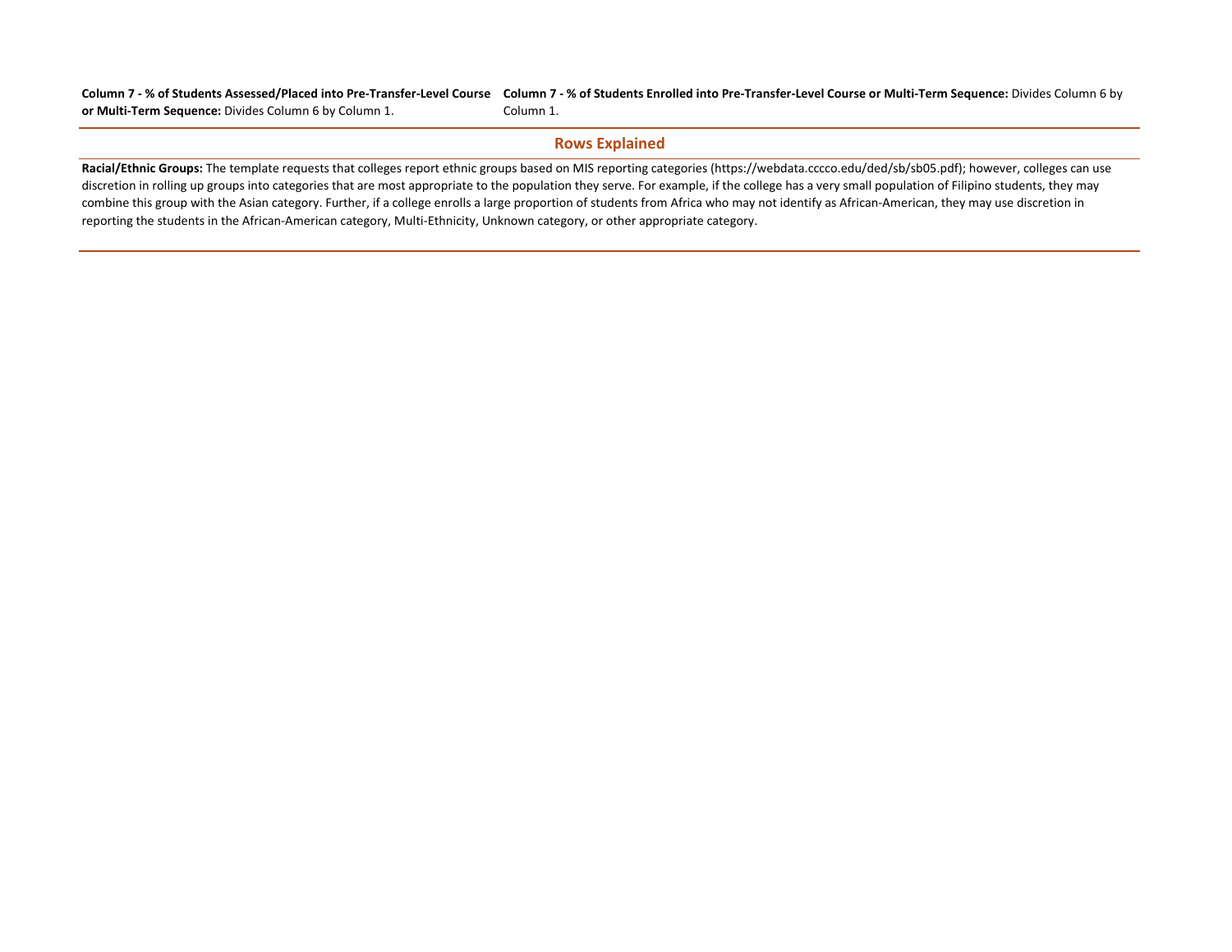**Column 7 - % of Students Assessed/Placed into Pre-Transfer-Level Course or Multi-Term Sequence:** Divides Column 6 by Column 1.

**Column 7 - % of Students Enrolled into Pre-Transfer-Level Course or Multi-Term Sequence:** Divides Column 6 by Column 1.

## Rows Explained

**Racial/Ethnic Groups:** The template requests that colleges report ethnic groups based on MIS reporting categories (https://webdata.cccco.edu/ded/sb/sb05.pdf); however, colleges can use discretion in rolling up groups into categories that are most appropriate to the population they serve. For example, if the college has a very small population of Filipino students, they may combine this group with the Asian category. Further, if a college enrolls a large proportion of students from Africa who may not identify as African-American, they may use discretion in reporting the students in the African-American category, Multi-Ethnicity, Unknown category, or other appropriate category.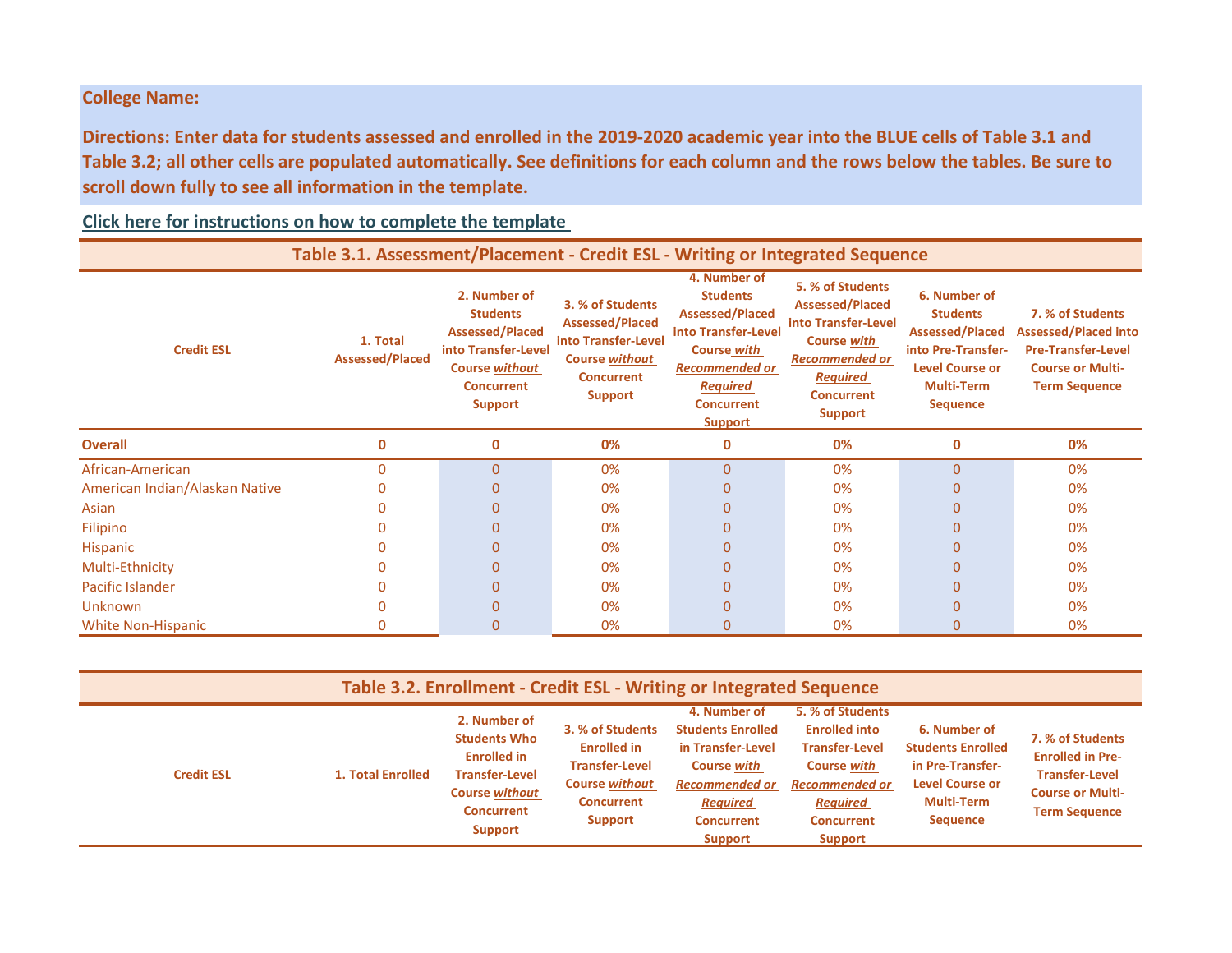**College Name:**

**Directions: Enter data for students assessed and enrolled in the 2019-2020 academic year into the BLUE cells of Table 3.1 and Table 3.2; all other cells are populated automatically. See definitions for each column and the rows below the tables. Be sure to scroll down fully to see all information in the template.**

**Click here for instructions on how to complete the template**

## Table 3.1. Assessment/Placement - Credit ESL - Writing or Integrated Sequence

| Credit ESL | 1. Total Assessed/Placed | 2. Number of Students Assessed/Placed into Transfer-Level Course *without* Concurrent Support | 3. % of Students Assessed/Placed into Transfer-Level Course *without* Concurrent Support | 4. Number of Students Assessed/Placed into Transfer-Level Course *with Recommended or Required* Concurrent Support | 5. % of Students Assessed/Placed into Transfer-Level Course *with Recommended or Required* Concurrent Support | 6. Number of Students Assessed/Placed into Pre-Transfer-Level Course or Multi-Term Sequence | 7. % of Students Assessed/Placed into Pre-Transfer-Level Course or Multi-Term Sequence |
|---|---|---|---|---|---|---|---|
| **Overall** | **0** | **0** | **0%** | **0** | **0%** | **0** | **0%** |
| African-American | 0 | 0 | 0% | 0 | 0% | 0 | 0% |
| American Indian/Alaskan Native | 0 | 0 | 0% | 0 | 0% | 0 | 0% |
| Asian | 0 | 0 | 0% | 0 | 0% | 0 | 0% |
| Filipino | 0 | 0 | 0% | 0 | 0% | 0 | 0% |
| Hispanic | 0 | 0 | 0% | 0 | 0% | 0 | 0% |
| Multi-Ethnicity | 0 | 0 | 0% | 0 | 0% | 0 | 0% |
| Pacific Islander | 0 | 0 | 0% | 0 | 0% | 0 | 0% |
| Unknown | 0 | 0 | 0% | 0 | 0% | 0 | 0% |
| White Non-Hispanic | 0 | 0 | 0% | 0 | 0% | 0 | 0% |

## Table 3.2. Enrollment - Credit ESL - Writing or Integrated Sequence

| Credit ESL | 1. Total Enrolled | 2. Number of Students Who Enrolled in Transfer-Level Course *without* Concurrent Support | 3. % of Students Enrolled in Transfer-Level Course *without* Concurrent Support | 4. Number of Students Enrolled in Transfer-Level Course *with Recommended or Required* Concurrent Support | 5. % of Students Enrolled into Transfer-Level Course *with Recommended or Required* Concurrent Support | 6. Number of Students Enrolled in Pre-Transfer-Level Course or Multi-Term Sequence | 7. % of Students Enrolled in Pre-Transfer-Level Course or Multi-Term Sequence |
|---|---|---|---|---|---|---|---|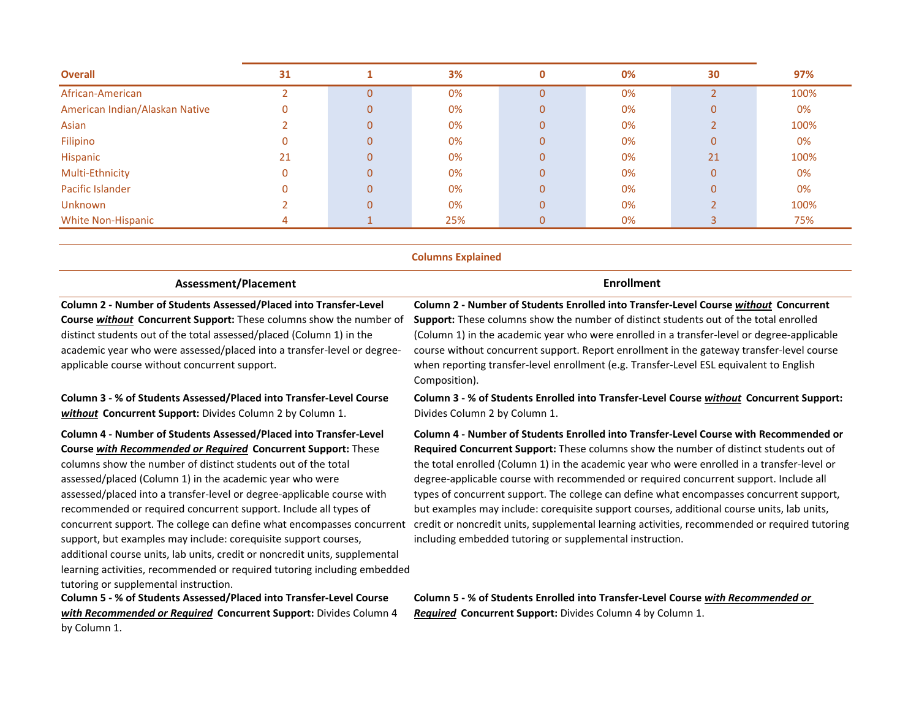| Overall | 31 | 1 | 3% | 0 | 0% | 30 | 97% |
|---|---|---|---|---|---|---|---|
| African-American | 2 | 0 | 0% | 0 | 0% | 2 | 100% |
| American Indian/Alaskan Native | 0 | 0 | 0% | 0 | 0% | 0 | 0% |
| Asian | 2 | 0 | 0% | 0 | 0% | 2 | 100% |
| Filipino | 0 | 0 | 0% | 0 | 0% | 0 | 0% |
| Hispanic | 21 | 0 | 0% | 0 | 0% | 21 | 100% |
| Multi-Ethnicity | 0 | 0 | 0% | 0 | 0% | 0 | 0% |
| Pacific Islander | 0 | 0 | 0% | 0 | 0% | 0 | 0% |
| Unknown | 2 | 0 | 0% | 0 | 0% | 2 | 100% |
| White Non-Hispanic | 4 | 1 | 25% | 0 | 0% | 3 | 75% |

**Columns Explained**

### Assessment/Placement

**Column 2 - Number of Students Assessed/Placed into Transfer-Level Course *without* Concurrent Support:** These columns show the number of distinct students out of the total assessed/placed (Column 1) in the academic year who were assessed/placed into a transfer-level or degree-applicable course without concurrent support.

**Column 3 - % of Students Assessed/Placed into Transfer-Level Course *without* Concurrent Support:** Divides Column 2 by Column 1.

**Column 4 - Number of Students Assessed/Placed into Transfer-Level Course *with Recommended or Required* Concurrent Support:** These columns show the number of distinct students out of the total assessed/placed (Column 1) in the academic year who were assessed/placed into a transfer-level or degree-applicable course with recommended or required concurrent support. Include all types of concurrent support. The college can define what encompasses concurrent support, but examples may include: corequisite support courses, additional course units, lab units, credit or noncredit units, supplemental learning activities, recommended or required tutoring including embedded tutoring or supplemental instruction.

**Column 5 - % of Students Assessed/Placed into Transfer-Level Course *with Recommended or Required* Concurrent Support:** Divides Column 4 by Column 1.

### Enrollment

**Column 2 - Number of Students Enrolled into Transfer-Level Course *without* Concurrent Support:** These columns show the number of distinct students out of the total enrolled (Column 1) in the academic year who were enrolled in a transfer-level or degree-applicable course without concurrent support. Report enrollment in the gateway transfer-level course when reporting transfer-level enrollment (e.g. Transfer-Level ESL equivalent to English Composition).

**Column 3 - % of Students Enrolled into Transfer-Level Course *without* Concurrent Support:** Divides Column 2 by Column 1.

**Column 4 - Number of Students Enrolled into Transfer-Level Course with Recommended or Required Concurrent Support:** These columns show the number of distinct students out of the total enrolled (Column 1) in the academic year who were enrolled in a transfer-level or degree-applicable course with recommended or required concurrent support. Include all types of concurrent support. The college can define what encompasses concurrent support, but examples may include: corequisite support courses, additional course units, lab units, credit or noncredit units, supplemental learning activities, recommended or required tutoring including embedded tutoring or supplemental instruction.

**Column 5 - % of Students Enrolled into Transfer-Level Course *with Recommended or Required* Concurrent Support:** Divides Column 4 by Column 1.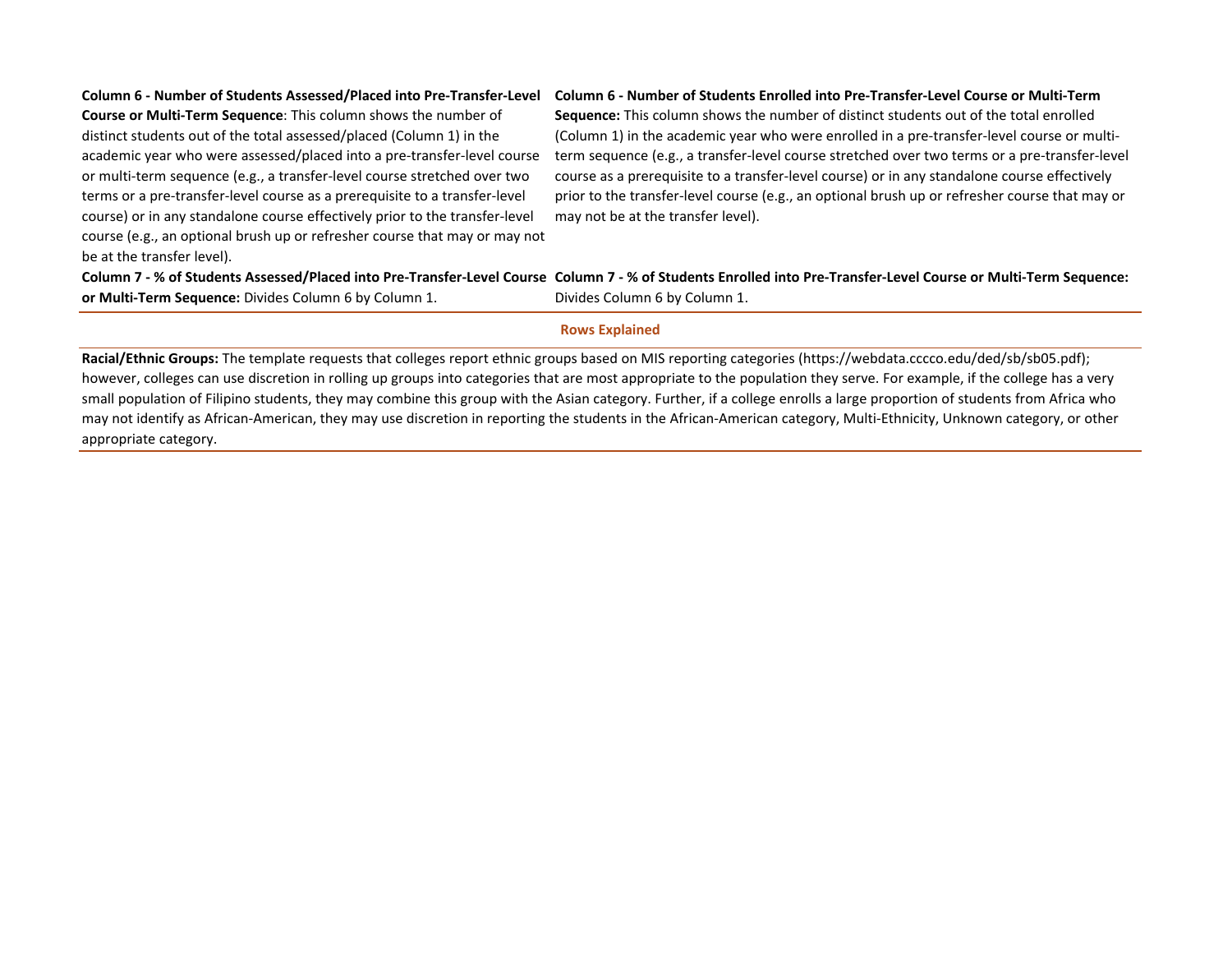**Column 6 - Number of Students Assessed/Placed into Pre-Transfer-Level Course or Multi-Term Sequence**: This column shows the number of distinct students out of the total assessed/placed (Column 1) in the academic year who were assessed/placed into a pre-transfer-level course or multi-term sequence (e.g., a transfer-level course stretched over two terms or a pre-transfer-level course as a prerequisite to a transfer-level course) or in any standalone course effectively prior to the transfer-level course (e.g., an optional brush up or refresher course that may or may not be at the transfer level).

**Column 7 - % of Students Assessed/Placed into Pre-Transfer-Level Course or Multi-Term Sequence:** Divides Column 6 by Column 1.

**Column 6 - Number of Students Enrolled into Pre-Transfer-Level Course or Multi-Term Sequence:** This column shows the number of distinct students out of the total enrolled (Column 1) in the academic year who were enrolled in a pre-transfer-level course or multi-term sequence (e.g., a transfer-level course stretched over two terms or a pre-transfer-level course as a prerequisite to a transfer-level course) or in any standalone course effectively prior to the transfer-level course (e.g., an optional brush up or refresher course that may or may not be at the transfer level).

**Column 7 - % of Students Enrolled into Pre-Transfer-Level Course or Multi-Term Sequence:** Divides Column 6 by Column 1.

## Rows Explained

**Racial/Ethnic Groups:** The template requests that colleges report ethnic groups based on MIS reporting categories (https://webdata.cccco.edu/ded/sb/sb05.pdf); however, colleges can use discretion in rolling up groups into categories that are most appropriate to the population they serve. For example, if the college has a very small population of Filipino students, they may combine this group with the Asian category. Further, if a college enrolls a large proportion of students from Africa who may not identify as African-American, they may use discretion in reporting the students in the African-American category, Multi-Ethnicity, Unknown category, or other appropriate category.